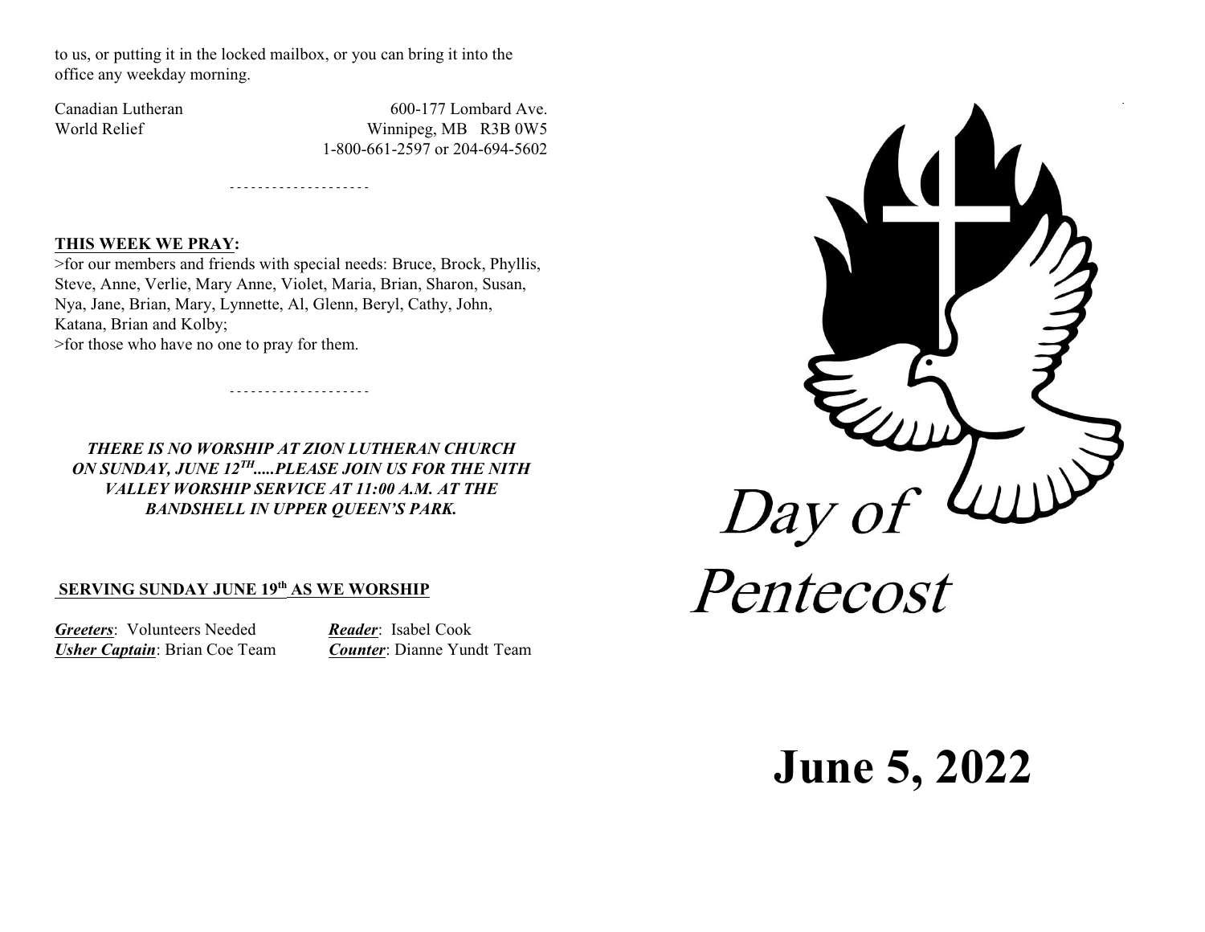to us, or putting it in the locked mailbox, or you can bring it into the office any weekday morning.

Canadian Lutheran World Relief
600-177 Lombard Ave.
Winnipeg, MB R3B 0W5
1-800-661-2597 or 204-694-5602

- - - - - - - - - - - - - - - - - - - -

**THIS WEEK WE PRAY:**

>for our members and friends with special needs: Bruce, Brock, Phyllis, Steve, Anne, Verlie, Mary Anne, Violet, Maria, Brian, Sharon, Susan, Nya, Jane, Brian, Mary, Lynnette, Al, Glenn, Beryl, Cathy, John, Katana, Brian and Kolby;
>for those who have no one to pray for them.

- - - - - - - - - - - - - - - - - - - -

***THERE IS NO WORSHIP AT ZION LUTHERAN CHURCH ON SUNDAY, JUNE 12TH.....PLEASE JOIN US FOR THE NITH VALLEY WORSHIP SERVICE AT 11:00 A.M. AT THE BANDSHELL IN UPPER QUEEN'S PARK.***

**SERVING SUNDAY JUNE 19th AS WE WORSHIP**

***Greeters***: Volunteers Needed
***Usher Captain***: Brian Coe Team
***Reader***: Isabel Cook
***Counter***: Dianne Yundt Team

# Day of Pentecost

# June 5, 2022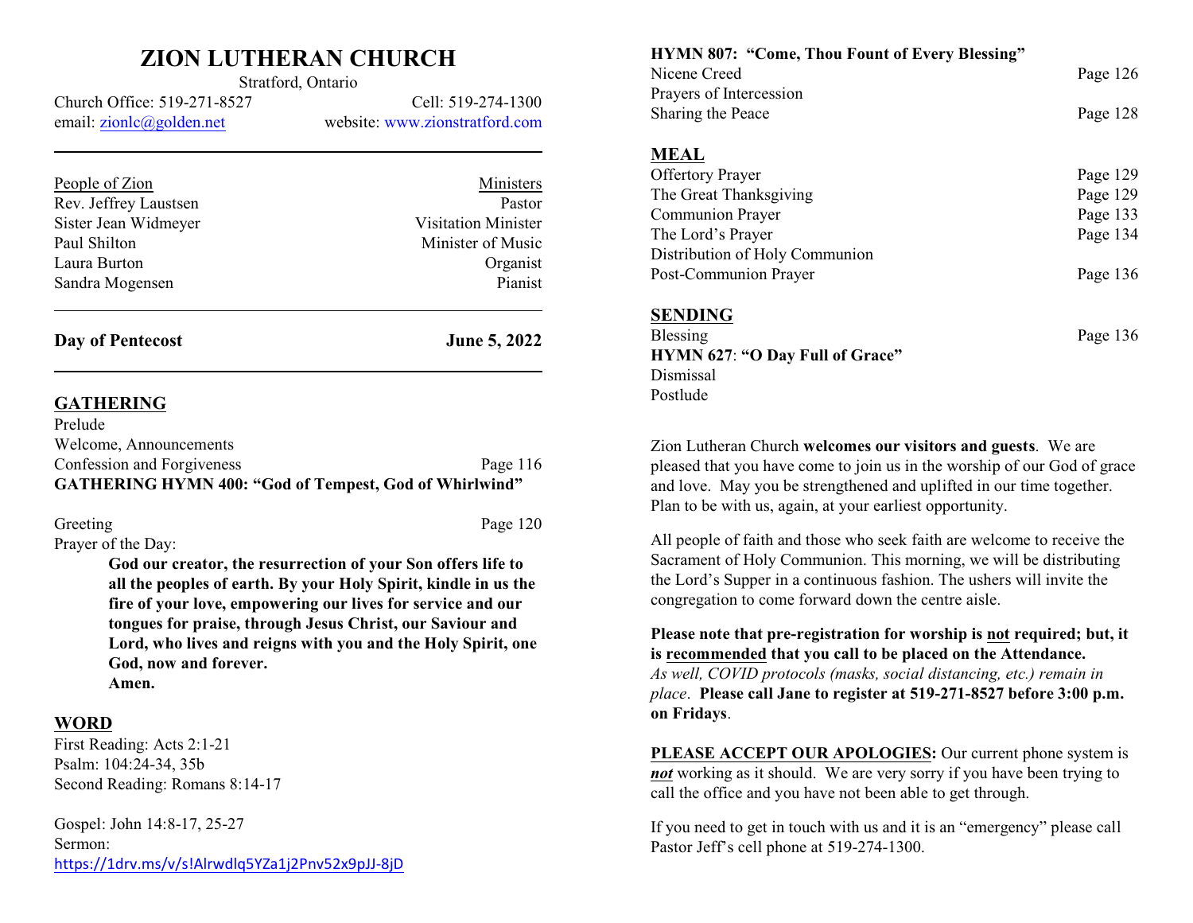# ZION LUTHERAN CHURCH

Stratford, Ontario

Church Office: 519-271-8527 Cell: 519-274-1300

email: zionlc@golden.net website: www.zionstratford.com

| People of Zion | Ministers |
|---|---|
| Rev. Jeffrey Laustsen | Pastor |
| Sister Jean Widmeyer | Visitation Minister |
| Paul Shilton | Minister of Music |
| Laura Burton | Organist |
| Sandra Mogensen | Pianist |

**Day of Pentecost** **June 5, 2022**

## GATHERING

Prelude

Welcome, Announcements

Confession and Forgiveness Page 116

**GATHERING HYMN 400: "God of Tempest, God of Whirlwind"**

Greeting Page 120

Prayer of the Day:

> **God our creator, the resurrection of your Son offers life to all the peoples of earth. By your Holy Spirit, kindle in us the fire of your love, empowering our lives for service and our tongues for praise, through Jesus Christ, our Saviour and Lord, who lives and reigns with you and the Holy Spirit, one God, now and forever.**
> **Amen.**

## WORD

First Reading: Acts 2:1-21

Psalm: 104:24-34, 35b

Second Reading: Romans 8:14-17

Gospel: John 14:8-17, 25-27

Sermon:
https://1drv.ms/v/s!Alrwdlq5YZa1j2Pnv52x9pJJ-8jD

**HYMN 807: "Come, Thou Fount of Every Blessing"**

Nicene Creed Page 126

Prayers of Intercession

Sharing the Peace Page 128

## MEAL

Offertory Prayer Page 129

The Great Thanksgiving Page 129

Communion Prayer Page 133

The Lord's Prayer Page 134

Distribution of Holy Communion

Post-Communion Prayer Page 136

## SENDING

Blessing Page 136

**HYMN 627**: **"O Day Full of Grace"**

Dismissal

Postlude

Zion Lutheran Church **welcomes our visitors and guests**. We are pleased that you have come to join us in the worship of our God of grace and love. May you be strengthened and uplifted in our time together. Plan to be with us, again, at your earliest opportunity.

All people of faith and those who seek faith are welcome to receive the Sacrament of Holy Communion. This morning, we will be distributing the Lord's Supper in a continuous fashion. The ushers will invite the congregation to come forward down the centre aisle.

**Please note that pre-registration for worship is not required; but, it is recommended that you call to be placed on the Attendance.** *As well, COVID protocols (masks, social distancing, etc.) remain in place*. **Please call Jane to register at 519-271-8527 before 3:00 p.m. on Fridays**.

**PLEASE ACCEPT OUR APOLOGIES:** Our current phone system is ***not*** working as it should. We are very sorry if you have been trying to call the office and you have not been able to get through.

If you need to get in touch with us and it is an "emergency" please call Pastor Jeff's cell phone at 519-274-1300.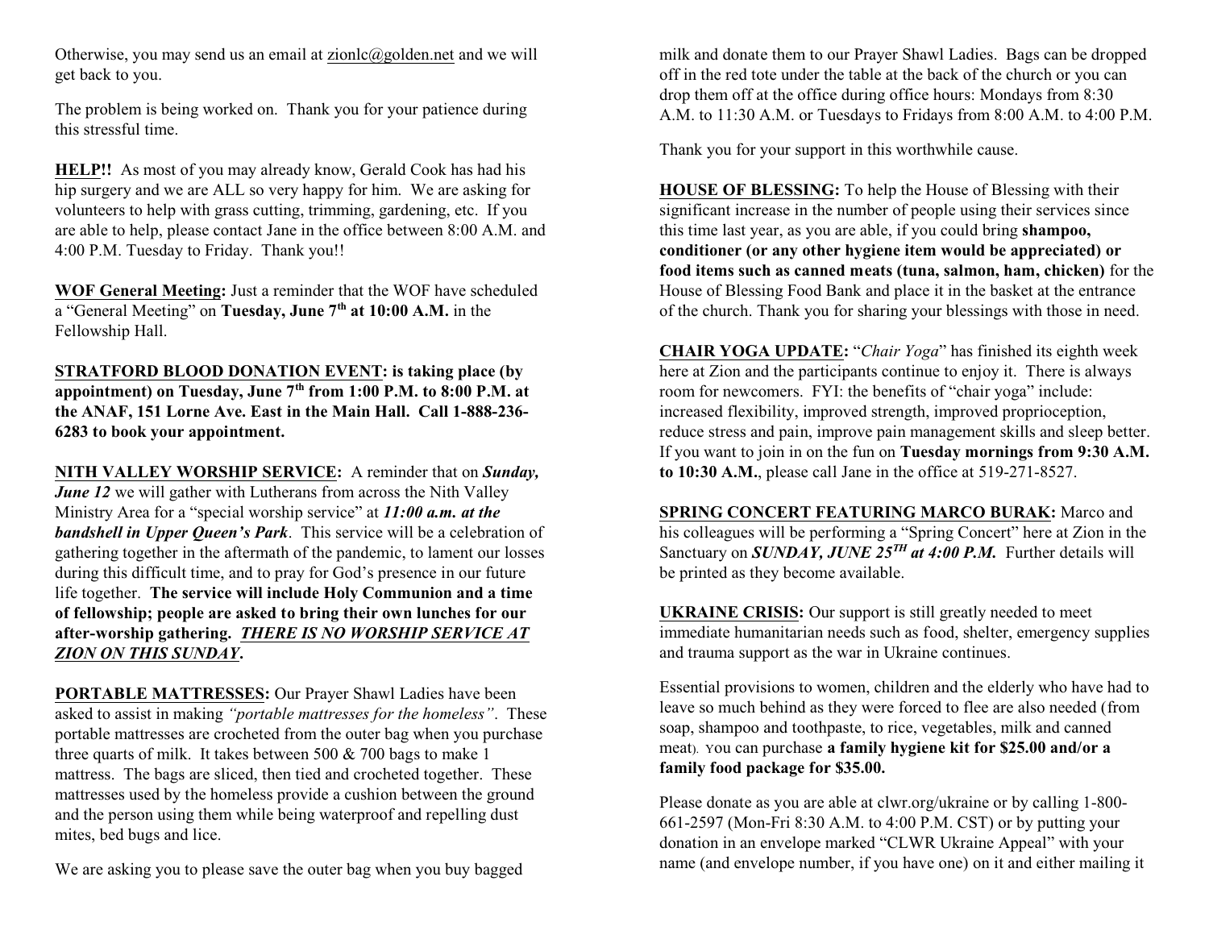Otherwise, you may send us an email at zionlc@golden.net and we will get back to you.

The problem is being worked on. Thank you for your patience during this stressful time.

**HELP!!** As most of you may already know, Gerald Cook has had his hip surgery and we are ALL so very happy for him. We are asking for volunteers to help with grass cutting, trimming, gardening, etc. If you are able to help, please contact Jane in the office between 8:00 A.M. and 4:00 P.M. Tuesday to Friday. Thank you!!

**WOF General Meeting:** Just a reminder that the WOF have scheduled a "General Meeting" on **Tuesday, June 7th at 10:00 A.M.** in the Fellowship Hall.

**STRATFORD BLOOD DONATION EVENT: is taking place (by appointment) on Tuesday, June 7th from 1:00 P.M. to 8:00 P.M. at the ANAF, 151 Lorne Ave. East in the Main Hall. Call 1-888-236-6283 to book your appointment.**

**NITH VALLEY WORSHIP SERVICE:** A reminder that on ***Sunday, June 12*** we will gather with Lutherans from across the Nith Valley Ministry Area for a "special worship service" at ***11:00 a.m. at the bandshell in Upper Queen's Park***. This service will be a celebration of gathering together in the aftermath of the pandemic, to lament our losses during this difficult time, and to pray for God's presence in our future life together. **The service will include Holy Communion and a time of fellowship; people are asked to bring their own lunches for our after-worship gathering. *THERE IS NO WORSHIP SERVICE AT ZION ON THIS SUNDAY*.**

**PORTABLE MATTRESSES:** Our Prayer Shawl Ladies have been asked to assist in making *"portable mattresses for the homeless"*. These portable mattresses are crocheted from the outer bag when you purchase three quarts of milk. It takes between 500 & 700 bags to make 1 mattress. The bags are sliced, then tied and crocheted together. These mattresses used by the homeless provide a cushion between the ground and the person using them while being waterproof and repelling dust mites, bed bugs and lice.

We are asking you to please save the outer bag when you buy bagged milk and donate them to our Prayer Shawl Ladies. Bags can be dropped off in the red tote under the table at the back of the church or you can drop them off at the office during office hours: Mondays from 8:30 A.M. to 11:30 A.M. or Tuesdays to Fridays from 8:00 A.M. to 4:00 P.M.

Thank you for your support in this worthwhile cause.

**HOUSE OF BLESSING:** To help the House of Blessing with their significant increase in the number of people using their services since this time last year, as you are able, if you could bring **shampoo, conditioner (or any other hygiene item would be appreciated) or food items such as canned meats (tuna, salmon, ham, chicken)** for the House of Blessing Food Bank and place it in the basket at the entrance of the church. Thank you for sharing your blessings with those in need.

**CHAIR YOGA UPDATE:** "*Chair Yoga*" has finished its eighth week here at Zion and the participants continue to enjoy it. There is always room for newcomers. FYI: the benefits of "chair yoga" include: increased flexibility, improved strength, improved proprioception, reduce stress and pain, improve pain management skills and sleep better. If you want to join in on the fun on **Tuesday mornings from 9:30 A.M. to 10:30 A.M.**, please call Jane in the office at 519-271-8527.

**SPRING CONCERT FEATURING MARCO BURAK:** Marco and his colleagues will be performing a "Spring Concert" here at Zion in the Sanctuary on ***SUNDAY, JUNE 25TH at 4:00 P.M.*** Further details will be printed as they become available.

**UKRAINE CRISIS:** Our support is still greatly needed to meet immediate humanitarian needs such as food, shelter, emergency supplies and trauma support as the war in Ukraine continues.

Essential provisions to women, children and the elderly who have had to leave so much behind as they were forced to flee are also needed (from soap, shampoo and toothpaste, to rice, vegetables, milk and canned meat). You can purchase **a family hygiene kit for $25.00 and/or a family food package for $35.00.**

Please donate as you are able at clwr.org/ukraine or by calling 1-800-661-2597 (Mon-Fri 8:30 A.M. to 4:00 P.M. CST) or by putting your donation in an envelope marked "CLWR Ukraine Appeal" with your name (and envelope number, if you have one) on it and either mailing it